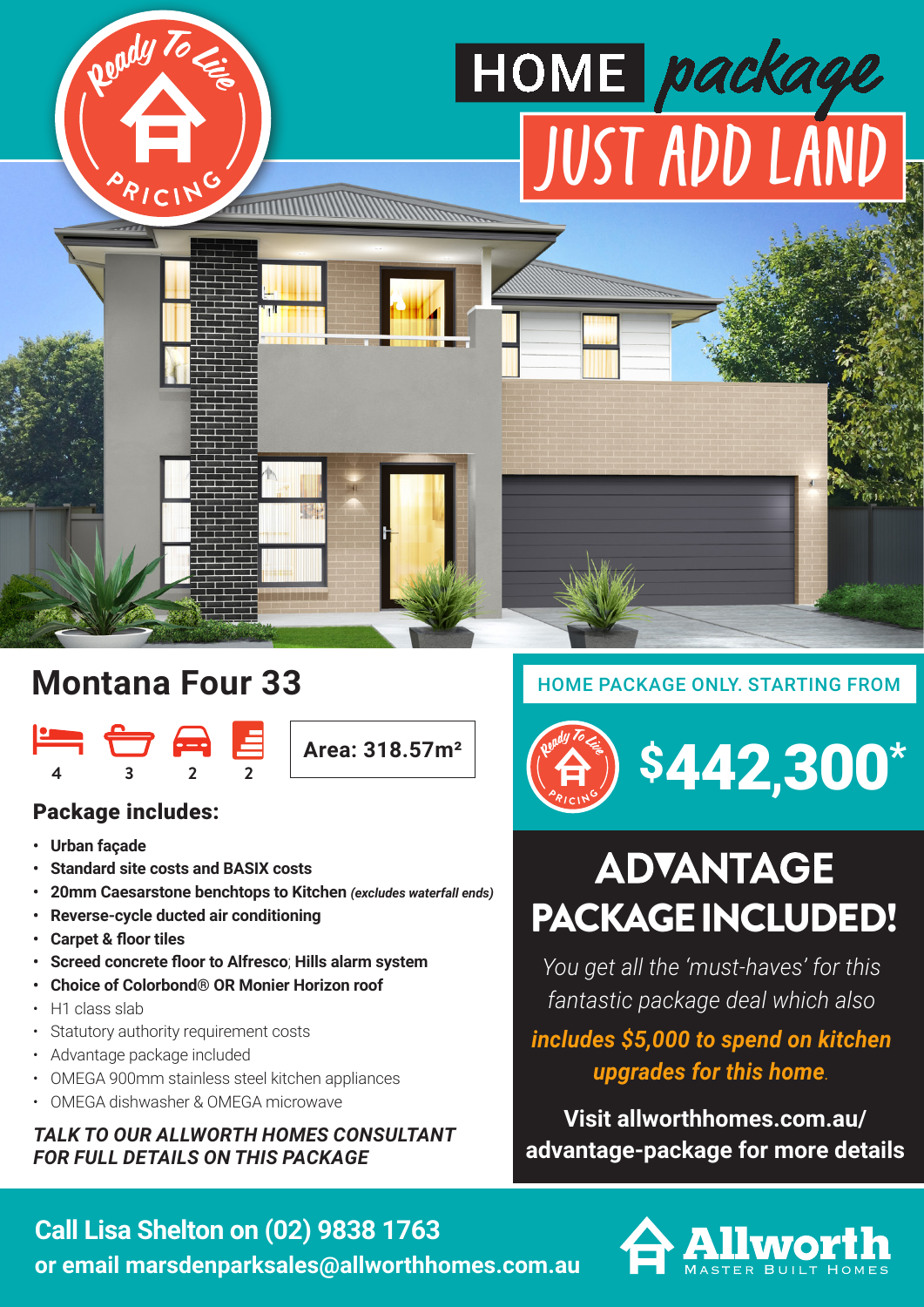Ready To Live PRICING

# HOME package JUST ADD LAND

## Montana Four 33

4 | 3 | 2 | 2

**Area: 318.57m²**

### Package includes:

- **Urban façade**
- **Standard site costs and BASIX costs**
- **20mm Caesarstone benchtops to Kitchen** ***(excludes waterfall ends)***
- **Reverse-cycle ducted air conditioning**
- **Carpet & floor tiles**
- **Screed concrete floor to Alfresco; Hills alarm system**
- **Choice of Colorbond® OR Monier Horizon roof**
- H1 class slab
- Statutory authority requirement costs
- Advantage package included
- OMEGA 900mm stainless steel kitchen appliances
- OMEGA dishwasher & OMEGA microwave

***TALK TO OUR ALLWORTH HOMES CONSULTANT FOR FULL DETAILS ON THIS PACKAGE***

HOME PACKAGE ONLY. STARTING FROM

Ready To Live PRICING **$442,300***

## ADVANTAGE PACKAGE INCLUDED!

*You get all the 'must-haves' for this fantastic package deal which also* ***includes $5,000 to spend on kitchen upgrades for this home.***

**Visit allworthhomes.com.au/advantage-package for more details**

**Call Lisa Shelton on (02) 9838 1763**
**or email marsdenparksales@allworthhomes.com.au**

Allworth MASTER BUILT HOMES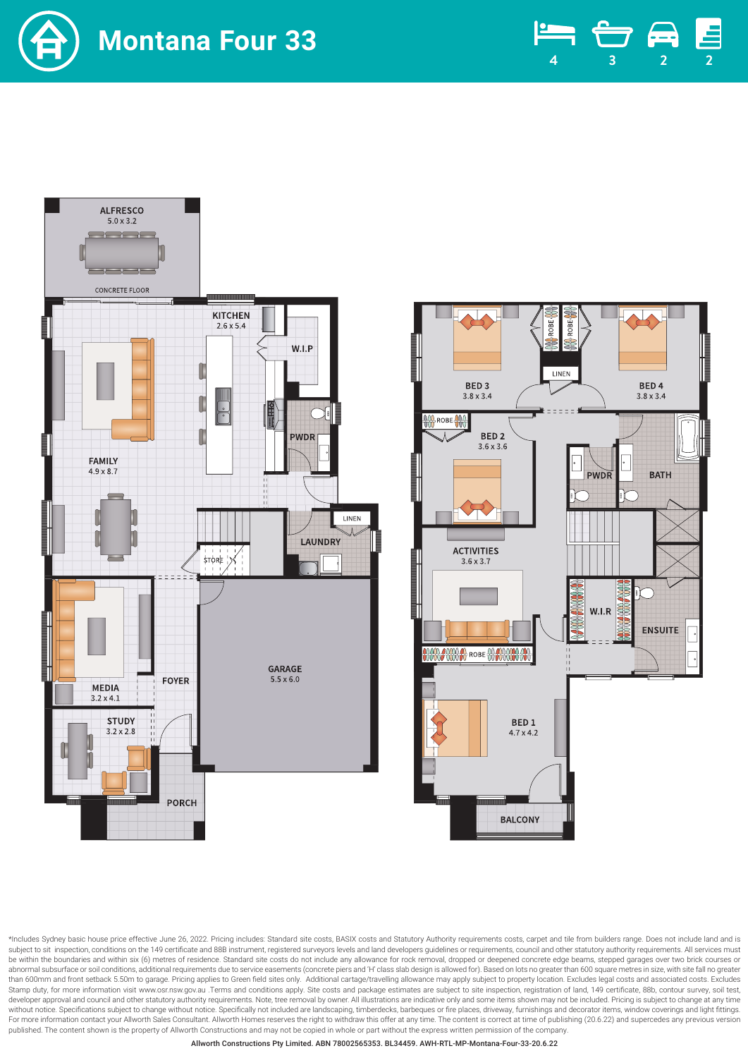# Montana Four 33

4 | 3 | 2 | 2

ALFRESCO
5.0 x 3.2

CONCRETE FLOOR

KITCHEN
2.6 x 5.4

W.I.P

FAMILY
4.9 x 8.7

PWDR

LINEN

LAUNDRY

STORE

MEDIA
3.2 x 4.1

FOYER

GARAGE
5.5 x 6.0

STUDY
3.2 x 2.8

PORCH

BED 3
3.8 x 3.4

ROBE

ROBE

LINEN

BED 4
3.8 x 3.4

ROBE

BED 2
3.6 x 3.6

PWDR

BATH

ACTIVITIES
3.6 x 3.7

W.I.R

ENSUITE

ROBE

BED 1
4.7 x 4.2

BALCONY

*Includes Sydney basic house price effective June 26, 2022. Pricing includes: Standard site costs, BASIX costs and Statutory Authority requirements costs, carpet and tile from builders range. Does not include land and is subject to sit inspection, conditions on the 149 certificate and 88B instrument, registered surveyors levels and land developers guidelines or requirements, council and other statutory authority requirements. All services must be within the boundaries and within six (6) metres of residence. Standard site costs do not include any allowance for rock removal, dropped or deepened concrete edge beams, stepped garages over two brick courses or abnormal subsurface or soil conditions, additional requirements due to service easements (concrete piers and 'H' class slab design is allowed for). Based on lots no greater than 600 square metres in size, with site fall no greater than 600mm and front setback 5.50m to garage. Pricing applies to Green field sites only. Additional cartage/travelling allowance may apply subject to property location. Excludes legal costs and associated costs. Excludes Stamp duty, for more information visit www.osr.nsw.gov.au .Terms and conditions apply. Site costs and package estimates are subject to site inspection, registration of land, 149 certificate, 88b, contour survey, soil test, developer approval and council and other statutory authority requirements. Note, tree removal by owner. All illustrations are indicative only and some items shown may not be included. Pricing is subject to change at any time without notice. Specifications subject to change without notice. Specifically not included are landscaping, timberdecks, barbeques or fire places, driveway, furnishings and decorator items, window coverings and light fittings. For more information contact your Allworth Sales Consultant. Allworth Homes reserves the right to withdraw this offer at any time. The content is correct at time of publishing (20.6.22) and supercedes any previous version published. The content shown is the property of Allworth Constructions and may not be copied in whole or part without the express written permission of the company.

**Allworth Constructions Pty Limited. ABN 78002565353. BL34459. AWH-RTL-MP-Montana-Four-33-20.6.22**